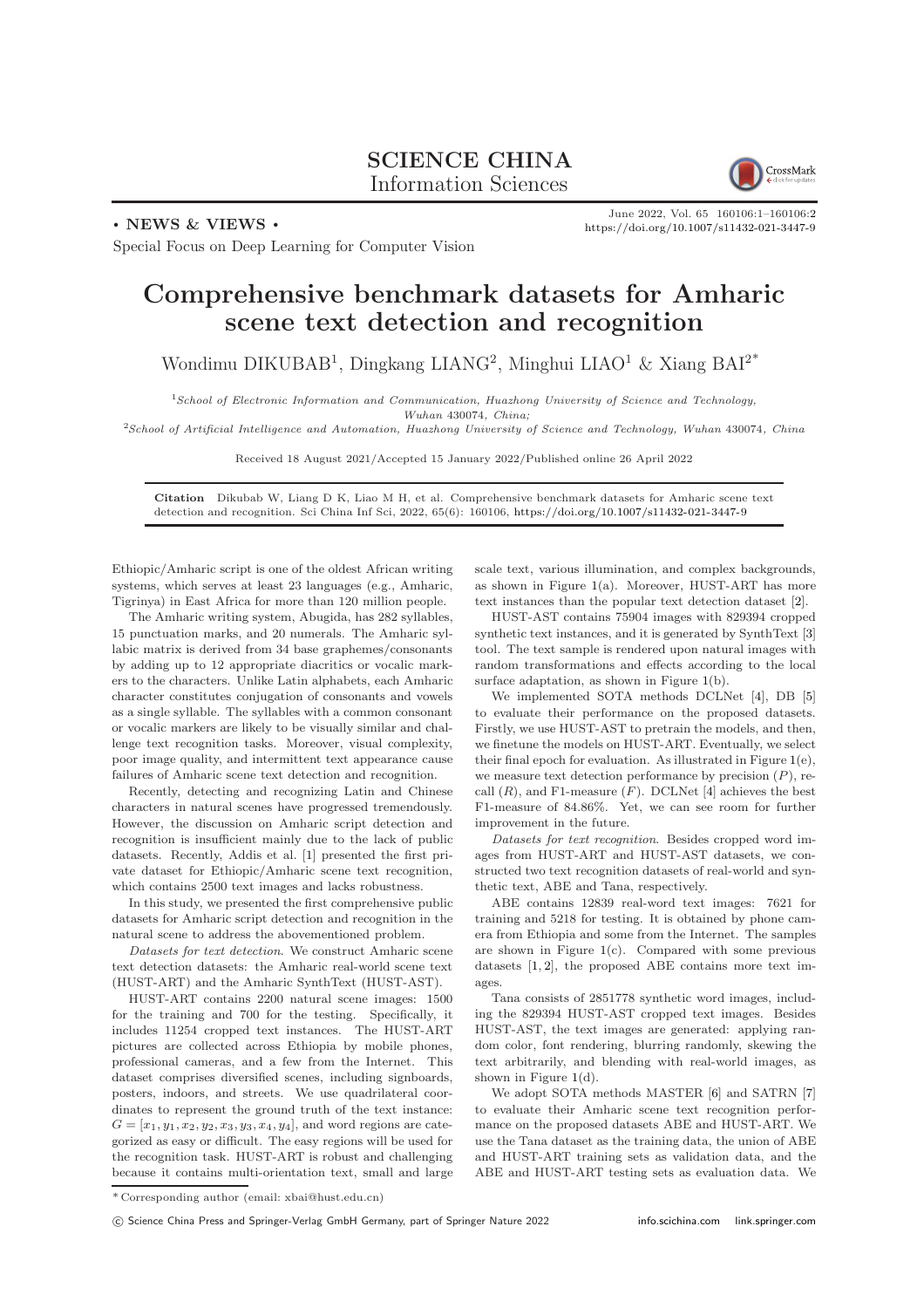SCIENCE CHINA
Information Sciences

• NEWS & VIEWS •

Special Focus on Deep Learning for Computer Vision

# Comprehensive benchmark datasets for Amharic scene text detection and recognition

Wondimu DIKUBAB[1], Dingkang LIANG[2], Minghui LIAO[1] & Xiang BAI[2*]

[1]*School of Electronic Information and Communication, Huazhong University of Science and Technology, Wuhan 430074, China;*
[2]*School of Artificial Intelligence and Automation, Huazhong University of Science and Technology, Wuhan 430074, China*

Received 18 August 2021/Accepted 15 January 2022/Published online 26 April 2022

**Citation** Dikubab W, Liang D K, Liao M H, et al. Comprehensive benchmark datasets for Amharic scene text detection and recognition. Sci China Inf Sci, 2022, 65(6): 160106, https://doi.org/10.1007/s11432-021-3447-9

Ethiopic/Amharic script is one of the oldest African writing systems, which serves at least 23 languages (e.g., Amharic, Tigrinya) in East Africa for more than 120 million people.

The Amharic writing system, Abugida, has 282 syllables, 15 punctuation marks, and 20 numerals. The Amharic syllabic matrix is derived from 34 base graphemes/consonants by adding up to 12 appropriate diacritics or vocalic markers to the characters. Unlike Latin alphabets, each Amharic character constitutes conjugation of consonants and vowels as a single syllable. The syllables with a common consonant or vocalic markers are likely to be visually similar and challenge text recognition tasks. Moreover, visual complexity, poor image quality, and intermittent text appearance cause failures of Amharic scene text detection and recognition.

Recently, detecting and recognizing Latin and Chinese characters in natural scenes have progressed tremendously. However, the discussion on Amharic script detection and recognition is insufficient mainly due to the lack of public datasets. Recently, Addis et al. [1] presented the first private dataset for Ethiopic/Amharic scene text recognition, which contains 2500 text images and lacks robustness.

In this study, we presented the first comprehensive public datasets for Amharic script detection and recognition in the natural scene to address the abovementioned problem.

*Datasets for text detection.* We construct Amharic scene text detection datasets: the Amharic real-world scene text (HUST-ART) and the Amharic SynthText (HUST-AST).

HUST-ART contains 2200 natural scene images: 1500 for the training and 700 for the testing. Specifically, it includes 11254 cropped text instances. The HUST-ART pictures are collected across Ethiopia by mobile phones, professional cameras, and a few from the Internet. This dataset comprises diversified scenes, including signboards, posters, indoors, and streets. We use quadrilateral coordinates to represent the ground truth of the text instance: $G = [x_1, y_1, x_2, y_2, x_3, y_3, x_4, y_4]$, and word regions are categorized as easy or difficult. The easy regions will be used for the recognition task. HUST-ART is robust and challenging because it contains multi-orientation text, small and large scale text, various illumination, and complex backgrounds, as shown in Figure 1(a). Moreover, HUST-ART has more text instances than the popular text detection dataset [2].

HUST-AST contains 75904 images with 829394 cropped synthetic text instances, and it is generated by SynthText [3] tool. The text sample is rendered upon natural images with random transformations and effects according to the local surface adaptation, as shown in Figure 1(b).

We implemented SOTA methods DCLNet [4], DB [5] to evaluate their performance on the proposed datasets. Firstly, we use HUST-AST to pretrain the models, and then, we finetune the models on HUST-ART. Eventually, we select their final epoch for evaluation. As illustrated in Figure 1(e), we measure text detection performance by precision ($P$), recall ($R$), and F1-measure ($F$). DCLNet [4] achieves the best F1-measure of 84.86%. Yet, we can see room for further improvement in the future.

*Datasets for text recognition.* Besides cropped word images from HUST-ART and HUST-AST datasets, we constructed two text recognition datasets of real-world and synthetic text, ABE and Tana, respectively.

ABE contains 12839 real-word text images: 7621 for training and 5218 for testing. It is obtained by phone camera from Ethiopia and some from the Internet. The samples are shown in Figure 1(c). Compared with some previous datasets [1, 2], the proposed ABE contains more text images.

Tana consists of 2851778 synthetic word images, including the 829394 HUST-AST cropped text images. Besides HUST-AST, the text images are generated: applying random color, font rendering, blurring randomly, skewing the text arbitrarily, and blending with real-world images, as shown in Figure 1(d).

We adopt SOTA methods MASTER [6] and SATRN [7] to evaluate their Amharic scene text recognition performance on the proposed datasets ABE and HUST-ART. We use the Tana dataset as the training data, the union of ABE and HUST-ART training sets as validation data, and the ABE and HUST-ART testing sets as evaluation data. We

* Corresponding author (email: xbai@hust.edu.cn)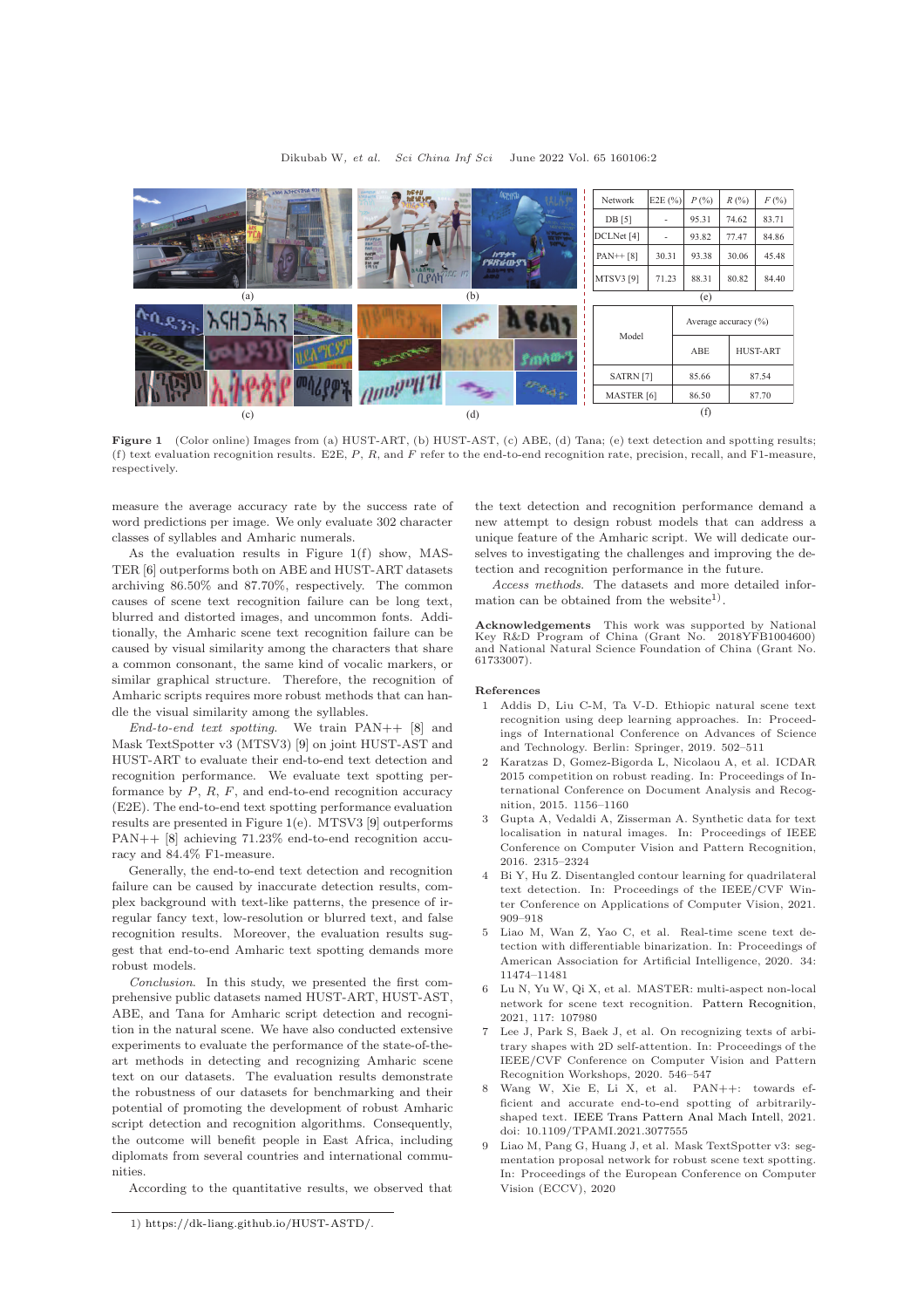| Network | E2E (%) | $P$ (%) | $R$ (%) | $F$ (%) |
|---|---|---|---|---|
| DB [5] | - | 95.31 | 74.62 | 83.71 |
| DCLNet [4] | - | 93.82 | 77.47 | 84.86 |
| PAN++ [8] | 30.31 | 93.38 | 30.06 | 45.48 |
| MTSV3 [9] | 71.23 | 88.31 | 80.82 | 84.40 |

(e)

| Model | Average accuracy (%) | |
|---|---|---|
| | ABE | HUST-ART |
| SATRN [7] | 85.66 | 87.54 |
| MASTER [6] | 86.50 | 87.70 |

(f)

**Figure 1** (Color online) Images from (a) HUST-ART, (b) HUST-AST, (c) ABE, (d) Tana; (e) text detection and spotting results; (f) text evaluation recognition results. E2E, $P$, $R$, and $F$ refer to the end-to-end recognition rate, precision, recall, and F1-measure, respectively.

measure the average accuracy rate by the success rate of word predictions per image. We only evaluate 302 character classes of syllables and Amharic numerals.

As the evaluation results in Figure 1(f) show, MASTER [6] outperforms both on ABE and HUST-ART datasets archiving 86.50% and 87.70%, respectively. The common causes of scene text recognition failure can be long text, blurred and distorted images, and uncommon fonts. Additionally, the Amharic scene text recognition failure can be caused by visual similarity among the characters that share a common consonant, the same kind of vocalic markers, or similar graphical structure. Therefore, the recognition of Amharic scripts requires more robust methods that can handle the visual similarity among the syllables.

*End-to-end text spotting*. We train PAN++ [8] and Mask TextSpotter v3 (MTSV3) [9] on joint HUST-AST and HUST-ART to evaluate their end-to-end text detection and recognition performance. We evaluate text spotting performance by $P$, $R$, $F$, and end-to-end recognition accuracy (E2E). The end-to-end text spotting performance evaluation results are presented in Figure 1(e). MTSV3 [9] outperforms PAN++ [8] achieving 71.23% end-to-end recognition accuracy and 84.4% F1-measure.

Generally, the end-to-end text detection and recognition failure can be caused by inaccurate detection results, complex background with text-like patterns, the presence of irregular fancy text, low-resolution or blurred text, and false recognition results. Moreover, the evaluation results suggest that end-to-end Amharic text spotting demands more robust models.

*Conclusion*. In this study, we presented the first comprehensive public datasets named HUST-ART, HUST-AST, ABE, and Tana for Amharic script detection and recognition in the natural scene. We have also conducted extensive experiments to evaluate the performance of the state-of-the-art methods in detecting and recognizing Amharic scene text on our datasets. The evaluation results demonstrate the robustness of our datasets for benchmarking and their potential of promoting the development of robust Amharic script detection and recognition algorithms. Consequently, the outcome will benefit people in East Africa, including diplomats from several countries and international communities.

According to the quantitative results, we observed that the text detection and recognition performance demand a new attempt to design robust models that can address a unique feature of the Amharic script. We will dedicate ourselves to investigating the challenges and improving the detection and recognition performance in the future.

*Access methods*. The datasets and more detailed information can be obtained from the website[1)].

**Acknowledgements** This work was supported by National Key R&D Program of China (Grant No. 2018YFB1004600) and National Natural Science Foundation of China (Grant No. 61733007).

## References

1. Addis D, Liu C-M, Ta V-D. Ethiopic natural scene text recognition using deep learning approaches. In: Proceedings of International Conference on Advances of Science and Technology. Berlin: Springer, 2019. 502–511
2. Karatzas D, Gomez-Bigorda L, Nicolaou A, et al. ICDAR 2015 competition on robust reading. In: Proceedings of International Conference on Document Analysis and Recognition, 2015. 1156–1160
3. Gupta A, Vedaldi A, Zisserman A. Synthetic data for text localisation in natural images. In: Proceedings of IEEE Conference on Computer Vision and Pattern Recognition, 2016. 2315–2324
4. Bi Y, Hu Z. Disentangled contour learning for quadrilateral text detection. In: Proceedings of the IEEE/CVF Winter Conference on Applications of Computer Vision, 2021. 909–918
5. Liao M, Wan Z, Yao C, et al. Real-time scene text detection with differentiable binarization. In: Proceedings of American Association for Artificial Intelligence, 2020. 34: 11474–11481
6. Lu N, Yu W, Qi X, et al. MASTER: multi-aspect non-local network for scene text recognition. Pattern Recognition, 2021, 117: 107980
7. Lee J, Park S, Baek J, et al. On recognizing texts of arbitrary shapes with 2D self-attention. In: Proceedings of the IEEE/CVF Conference on Computer Vision and Pattern Recognition Workshops, 2020. 546–547
8. Wang W, Xie E, Li X, et al. PAN++: towards efficient and accurate end-to-end spotting of arbitrarily-shaped text. IEEE Trans Pattern Anal Mach Intell, 2021. doi: 10.1109/TPAMI.2021.3077555
9. Liao M, Pang G, Huang J, et al. Mask TextSpotter v3: segmentation proposal network for robust scene text spotting. In: Proceedings of the European Conference on Computer Vision (ECCV), 2020

1) https://dk-liang.github.io/HUST-ASTD/.